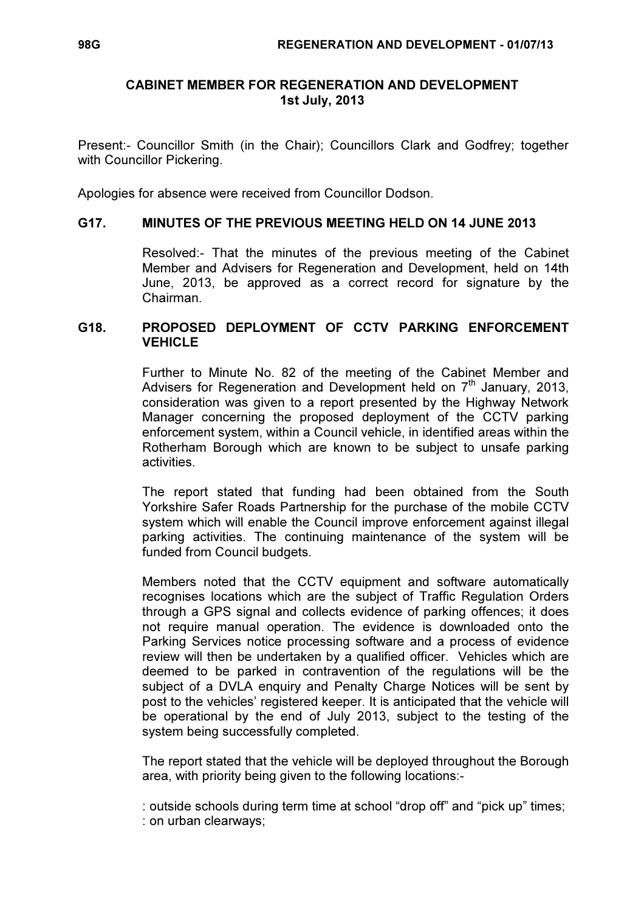## CABINET MEMBER FOR REGENERATION AND DEVELOPMENT
## 1st July, 2013

Present:- Councillor Smith (in the Chair); Councillors Clark and Godfrey; together with Councillor Pickering.

Apologies for absence were received from Councillor Dodson.

### G17. MINUTES OF THE PREVIOUS MEETING HELD ON 14 JUNE 2013

Resolved:- That the minutes of the previous meeting of the Cabinet Member and Advisers for Regeneration and Development, held on 14th June, 2013, be approved as a correct record for signature by the Chairman.

### G18. PROPOSED DEPLOYMENT OF CCTV PARKING ENFORCEMENT VEHICLE

Further to Minute No. 82 of the meeting of the Cabinet Member and Advisers for Regeneration and Development held on 7th January, 2013, consideration was given to a report presented by the Highway Network Manager concerning the proposed deployment of the CCTV parking enforcement system, within a Council vehicle, in identified areas within the Rotherham Borough which are known to be subject to unsafe parking activities.

The report stated that funding had been obtained from the South Yorkshire Safer Roads Partnership for the purchase of the mobile CCTV system which will enable the Council improve enforcement against illegal parking activities. The continuing maintenance of the system will be funded from Council budgets.

Members noted that the CCTV equipment and software automatically recognises locations which are the subject of Traffic Regulation Orders through a GPS signal and collects evidence of parking offences; it does not require manual operation. The evidence is downloaded onto the Parking Services notice processing software and a process of evidence review will then be undertaken by a qualified officer. Vehicles which are deemed to be parked in contravention of the regulations will be the subject of a DVLA enquiry and Penalty Charge Notices will be sent by post to the vehicles' registered keeper. It is anticipated that the vehicle will be operational by the end of July 2013, subject to the testing of the system being successfully completed.

The report stated that the vehicle will be deployed throughout the Borough area, with priority being given to the following locations:-

: outside schools during term time at school "drop off" and "pick up" times;
: on urban clearways;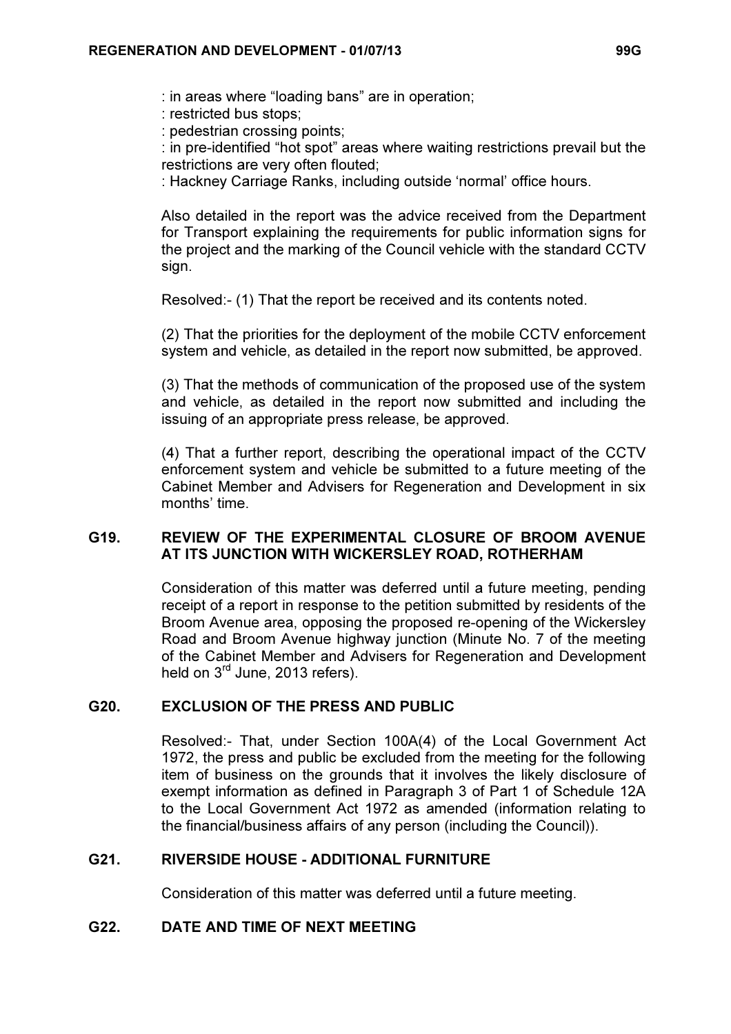: in areas where "loading bans" are in operation;

: restricted bus stops;

: pedestrian crossing points;

: in pre-identified "hot spot" areas where waiting restrictions prevail but the restrictions are very often flouted;

: Hackney Carriage Ranks, including outside 'normal' office hours.

Also detailed in the report was the advice received from the Department for Transport explaining the requirements for public information signs for the project and the marking of the Council vehicle with the standard CCTV sign.

Resolved:- (1) That the report be received and its contents noted.

(2) That the priorities for the deployment of the mobile CCTV enforcement system and vehicle, as detailed in the report now submitted, be approved.

(3) That the methods of communication of the proposed use of the system and vehicle, as detailed in the report now submitted and including the issuing of an appropriate press release, be approved.

(4) That a further report, describing the operational impact of the CCTV enforcement system and vehicle be submitted to a future meeting of the Cabinet Member and Advisers for Regeneration and Development in six months' time.

## G19. REVIEW OF THE EXPERIMENTAL CLOSURE OF BROOM AVENUE AT ITS JUNCTION WITH WICKERSLEY ROAD, ROTHERHAM

Consideration of this matter was deferred until a future meeting, pending receipt of a report in response to the petition submitted by residents of the Broom Avenue area, opposing the proposed re-opening of the Wickersley Road and Broom Avenue highway junction (Minute No. 7 of the meeting of the Cabinet Member and Advisers for Regeneration and Development held on 3rd June, 2013 refers).

## G20. EXCLUSION OF THE PRESS AND PUBLIC

Resolved:- That, under Section 100A(4) of the Local Government Act 1972, the press and public be excluded from the meeting for the following item of business on the grounds that it involves the likely disclosure of exempt information as defined in Paragraph 3 of Part 1 of Schedule 12A to the Local Government Act 1972 as amended (information relating to the financial/business affairs of any person (including the Council)).

## G21. RIVERSIDE HOUSE - ADDITIONAL FURNITURE

Consideration of this matter was deferred until a future meeting.

## G22. DATE AND TIME OF NEXT MEETING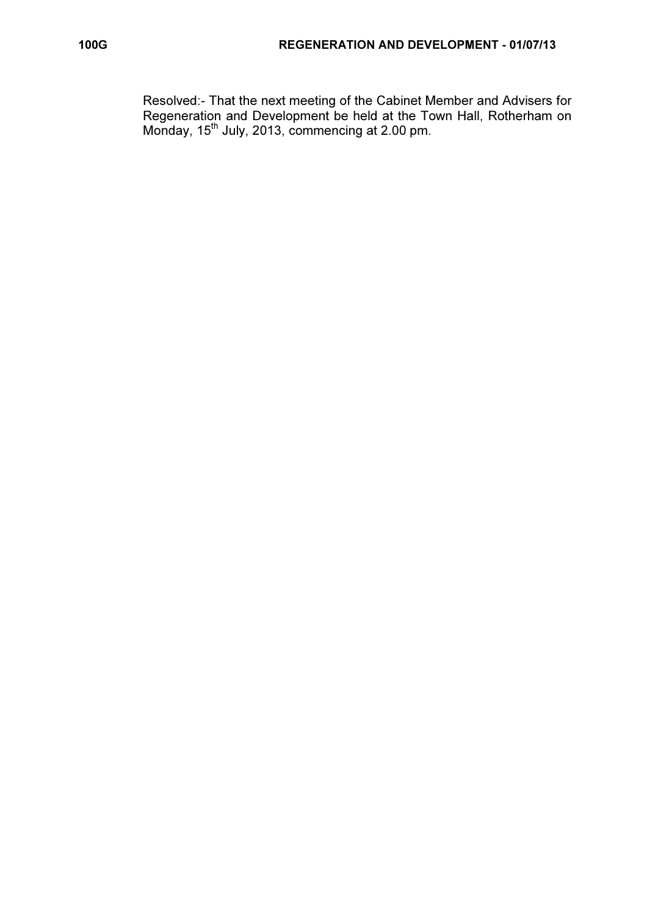Resolved:- That the next meeting of the Cabinet Member and Advisers for Regeneration and Development be held at the Town Hall, Rotherham on Monday, 15th July, 2013, commencing at 2.00 pm.